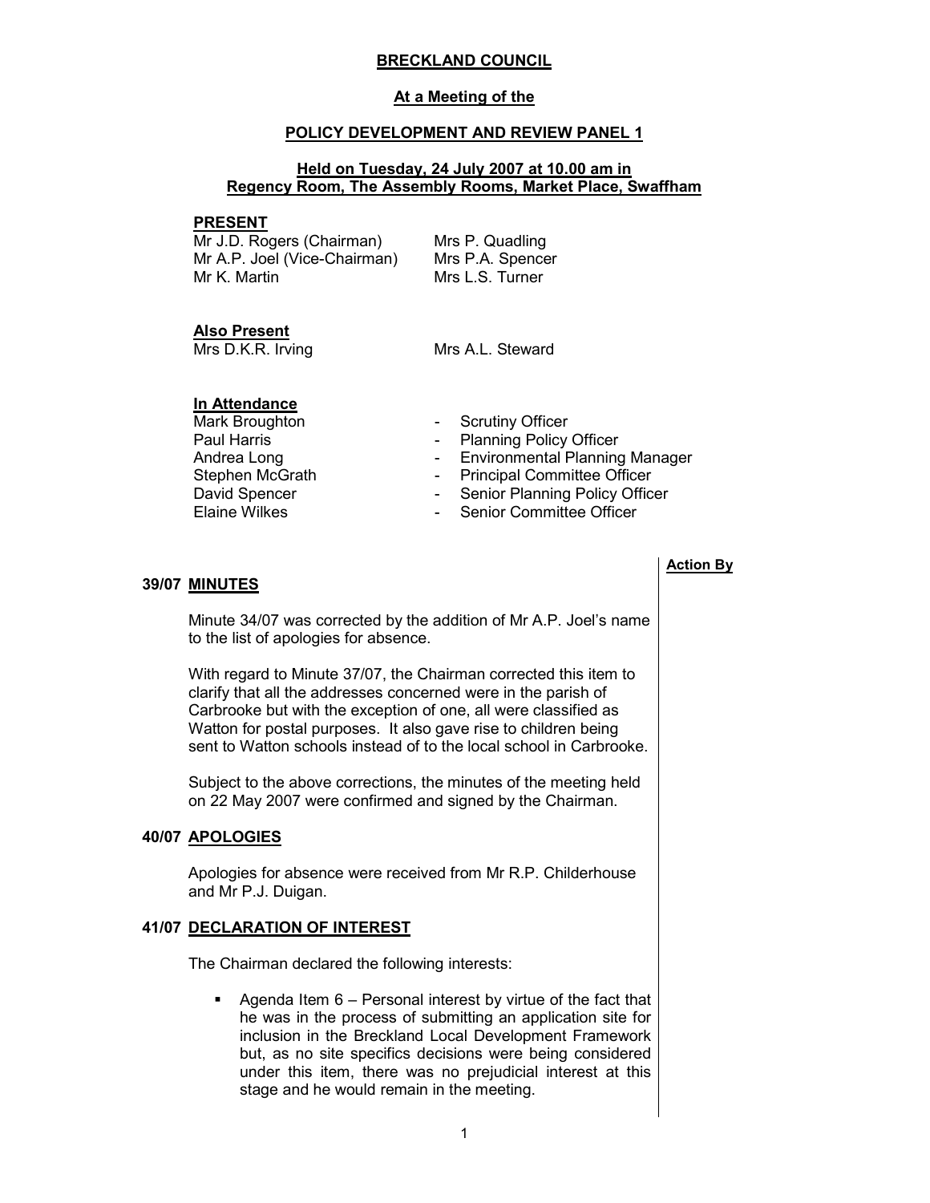# BRECKLAND COUNCIL

## At a Meeting of the

## POLICY DEVELOPMENT AND REVIEW PANEL 1

### Held on Tuesday, 24 July 2007 at 10.00 am in Regency Room, The Assembly Rooms, Market Place, Swaffham

**PRESENT**

Mr J.D. Rogers (Chairman)
Mr A.P. Joel (Vice-Chairman)
Mr K. Martin
Mrs P. Quadling
Mrs P.A. Spencer
Mrs L.S. Turner

**Also Present**

Mrs D.K.R. Irving
Mrs A.L. Steward

**In Attendance**

| | |
|---|---|
| Mark Broughton | - Scrutiny Officer |
| Paul Harris | - Planning Policy Officer |
| Andrea Long | - Environmental Planning Manager |
| Stephen McGrath | - Principal Committee Officer |
| David Spencer | - Senior Planning Policy Officer |
| Elaine Wilkes | - Senior Committee Officer |

**Action By**

**39/07 MINUTES**

Minute 34/07 was corrected by the addition of Mr A.P. Joel's name to the list of apologies for absence.

With regard to Minute 37/07, the Chairman corrected this item to clarify that all the addresses concerned were in the parish of Carbrooke but with the exception of one, all were classified as Watton for postal purposes. It also gave rise to children being sent to Watton schools instead of to the local school in Carbrooke.

Subject to the above corrections, the minutes of the meeting held on 22 May 2007 were confirmed and signed by the Chairman.

**40/07 APOLOGIES**

Apologies for absence were received from Mr R.P. Childerhouse and Mr P.J. Duigan.

**41/07 DECLARATION OF INTEREST**

The Chairman declared the following interests:

- Agenda Item 6 – Personal interest by virtue of the fact that he was in the process of submitting an application site for inclusion in the Breckland Local Development Framework but, as no site specifics decisions were being considered under this item, there was no prejudicial interest at this stage and he would remain in the meeting.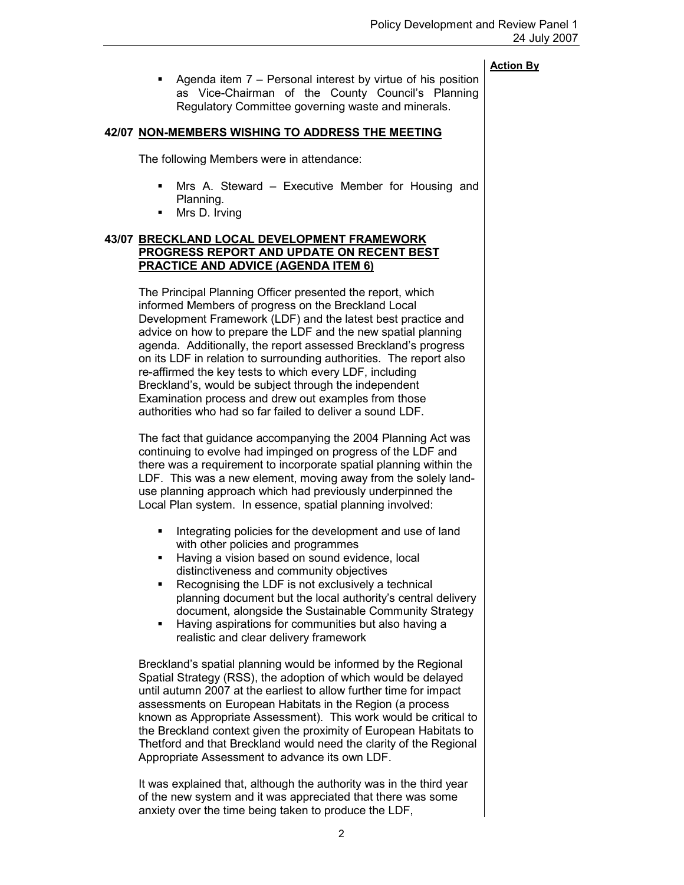**Action By**

- Agenda item 7 – Personal interest by virtue of his position as Vice-Chairman of the County Council's Planning Regulatory Committee governing waste and minerals.

## 42/07 NON-MEMBERS WISHING TO ADDRESS THE MEETING

The following Members were in attendance:

- Mrs A. Steward – Executive Member for Housing and Planning.
- Mrs D. Irving

## 43/07 BRECKLAND LOCAL DEVELOPMENT FRAMEWORK PROGRESS REPORT AND UPDATE ON RECENT BEST PRACTICE AND ADVICE (AGENDA ITEM 6)

The Principal Planning Officer presented the report, which informed Members of progress on the Breckland Local Development Framework (LDF) and the latest best practice and advice on how to prepare the LDF and the new spatial planning agenda. Additionally, the report assessed Breckland's progress on its LDF in relation to surrounding authorities. The report also re-affirmed the key tests to which every LDF, including Breckland's, would be subject through the independent Examination process and drew out examples from those authorities who had so far failed to deliver a sound LDF.

The fact that guidance accompanying the 2004 Planning Act was continuing to evolve had impinged on progress of the LDF and there was a requirement to incorporate spatial planning within the LDF. This was a new element, moving away from the solely land-use planning approach which had previously underpinned the Local Plan system. In essence, spatial planning involved:

- Integrating policies for the development and use of land with other policies and programmes
- Having a vision based on sound evidence, local distinctiveness and community objectives
- Recognising the LDF is not exclusively a technical planning document but the local authority's central delivery document, alongside the Sustainable Community Strategy
- Having aspirations for communities but also having a realistic and clear delivery framework

Breckland's spatial planning would be informed by the Regional Spatial Strategy (RSS), the adoption of which would be delayed until autumn 2007 at the earliest to allow further time for impact assessments on European Habitats in the Region (a process known as Appropriate Assessment). This work would be critical to the Breckland context given the proximity of European Habitats to Thetford and that Breckland would need the clarity of the Regional Appropriate Assessment to advance its own LDF.

It was explained that, although the authority was in the third year of the new system and it was appreciated that there was some anxiety over the time being taken to produce the LDF,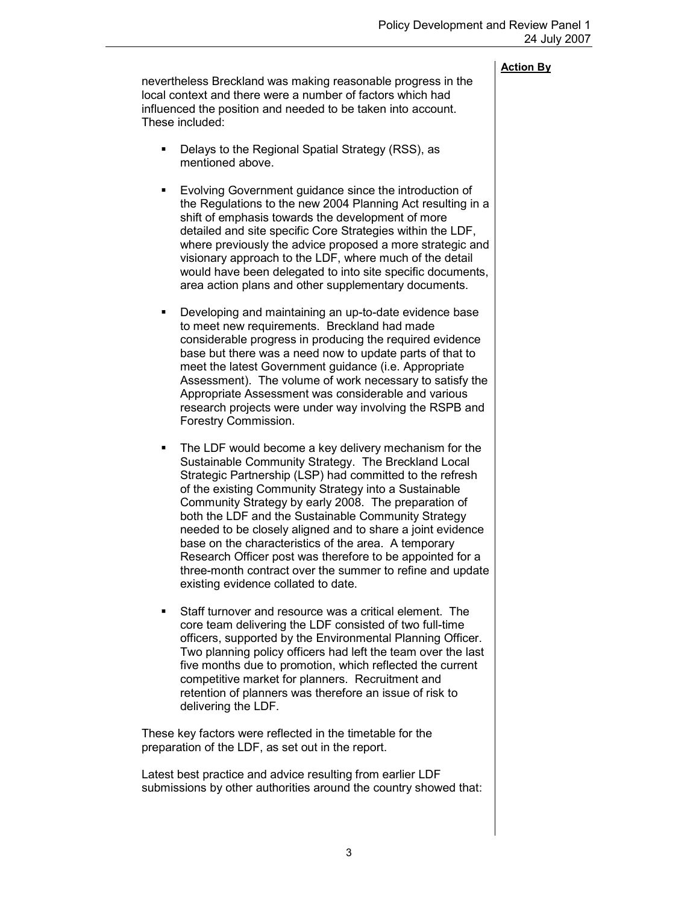**Action By**

nevertheless Breckland was making reasonable progress in the local context and there were a number of factors which had influenced the position and needed to be taken into account. These included:

- Delays to the Regional Spatial Strategy (RSS), as mentioned above.

- Evolving Government guidance since the introduction of the Regulations to the new 2004 Planning Act resulting in a shift of emphasis towards the development of more detailed and site specific Core Strategies within the LDF, where previously the advice proposed a more strategic and visionary approach to the LDF, where much of the detail would have been delegated to into site specific documents, area action plans and other supplementary documents.

- Developing and maintaining an up-to-date evidence base to meet new requirements. Breckland had made considerable progress in producing the required evidence base but there was a need now to update parts of that to meet the latest Government guidance (i.e. Appropriate Assessment). The volume of work necessary to satisfy the Appropriate Assessment was considerable and various research projects were under way involving the RSPB and Forestry Commission.

- The LDF would become a key delivery mechanism for the Sustainable Community Strategy. The Breckland Local Strategic Partnership (LSP) had committed to the refresh of the existing Community Strategy into a Sustainable Community Strategy by early 2008. The preparation of both the LDF and the Sustainable Community Strategy needed to be closely aligned and to share a joint evidence base on the characteristics of the area. A temporary Research Officer post was therefore to be appointed for a three-month contract over the summer to refine and update existing evidence collated to date.

- Staff turnover and resource was a critical element. The core team delivering the LDF consisted of two full-time officers, supported by the Environmental Planning Officer. Two planning policy officers had left the team over the last five months due to promotion, which reflected the current competitive market for planners. Recruitment and retention of planners was therefore an issue of risk to delivering the LDF.

These key factors were reflected in the timetable for the preparation of the LDF, as set out in the report.

Latest best practice and advice resulting from earlier LDF submissions by other authorities around the country showed that: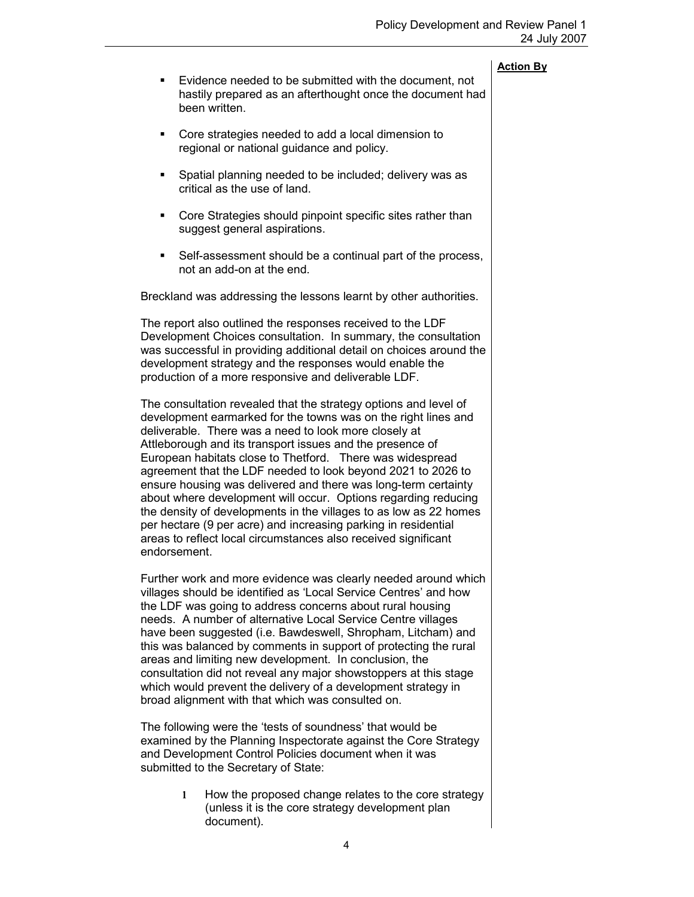**Action By**

- Evidence needed to be submitted with the document, not hastily prepared as an afterthought once the document had been written.
- Core strategies needed to add a local dimension to regional or national guidance and policy.
- Spatial planning needed to be included; delivery was as critical as the use of land.
- Core Strategies should pinpoint specific sites rather than suggest general aspirations.
- Self-assessment should be a continual part of the process, not an add-on at the end.

Breckland was addressing the lessons learnt by other authorities.

The report also outlined the responses received to the LDF Development Choices consultation. In summary, the consultation was successful in providing additional detail on choices around the development strategy and the responses would enable the production of a more responsive and deliverable LDF.

The consultation revealed that the strategy options and level of development earmarked for the towns was on the right lines and deliverable. There was a need to look more closely at Attleborough and its transport issues and the presence of European habitats close to Thetford. There was widespread agreement that the LDF needed to look beyond 2021 to 2026 to ensure housing was delivered and there was long-term certainty about where development will occur. Options regarding reducing the density of developments in the villages to as low as 22 homes per hectare (9 per acre) and increasing parking in residential areas to reflect local circumstances also received significant endorsement.

Further work and more evidence was clearly needed around which villages should be identified as 'Local Service Centres' and how the LDF was going to address concerns about rural housing needs. A number of alternative Local Service Centre villages have been suggested (i.e. Bawdeswell, Shropham, Litcham) and this was balanced by comments in support of protecting the rural areas and limiting new development. In conclusion, the consultation did not reveal any major showstoppers at this stage which would prevent the delivery of a development strategy in broad alignment with that which was consulted on.

The following were the 'tests of soundness' that would be examined by the Planning Inspectorate against the Core Strategy and Development Control Policies document when it was submitted to the Secretary of State:

1. How the proposed change relates to the core strategy (unless it is the core strategy development plan document).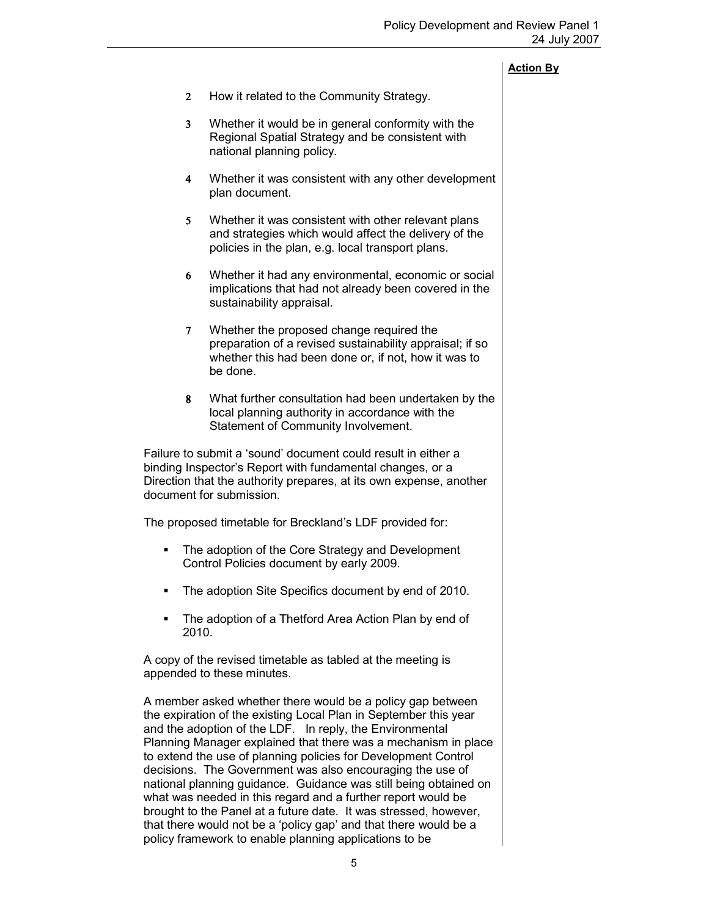**Action By**

2. How it related to the Community Strategy.

3. Whether it would be in general conformity with the Regional Spatial Strategy and be consistent with national planning policy.

4. Whether it was consistent with any other development plan document.

5. Whether it was consistent with other relevant plans and strategies which would affect the delivery of the policies in the plan, e.g. local transport plans.

6. Whether it had any environmental, economic or social implications that had not already been covered in the sustainability appraisal.

7. Whether the proposed change required the preparation of a revised sustainability appraisal; if so whether this had been done or, if not, how it was to be done.

8. What further consultation had been undertaken by the local planning authority in accordance with the Statement of Community Involvement.

Failure to submit a 'sound' document could result in either a binding Inspector's Report with fundamental changes, or a Direction that the authority prepares, at its own expense, another document for submission.

The proposed timetable for Breckland's LDF provided for:

- The adoption of the Core Strategy and Development Control Policies document by early 2009.
- The adoption Site Specifics document by end of 2010.
- The adoption of a Thetford Area Action Plan by end of 2010.

A copy of the revised timetable as tabled at the meeting is appended to these minutes.

A member asked whether there would be a policy gap between the expiration of the existing Local Plan in September this year and the adoption of the LDF. In reply, the Environmental Planning Manager explained that there was a mechanism in place to extend the use of planning policies for Development Control decisions. The Government was also encouraging the use of national planning guidance. Guidance was still being obtained on what was needed in this regard and a further report would be brought to the Panel at a future date. It was stressed, however, that there would not be a 'policy gap' and that there would be a policy framework to enable planning applications to be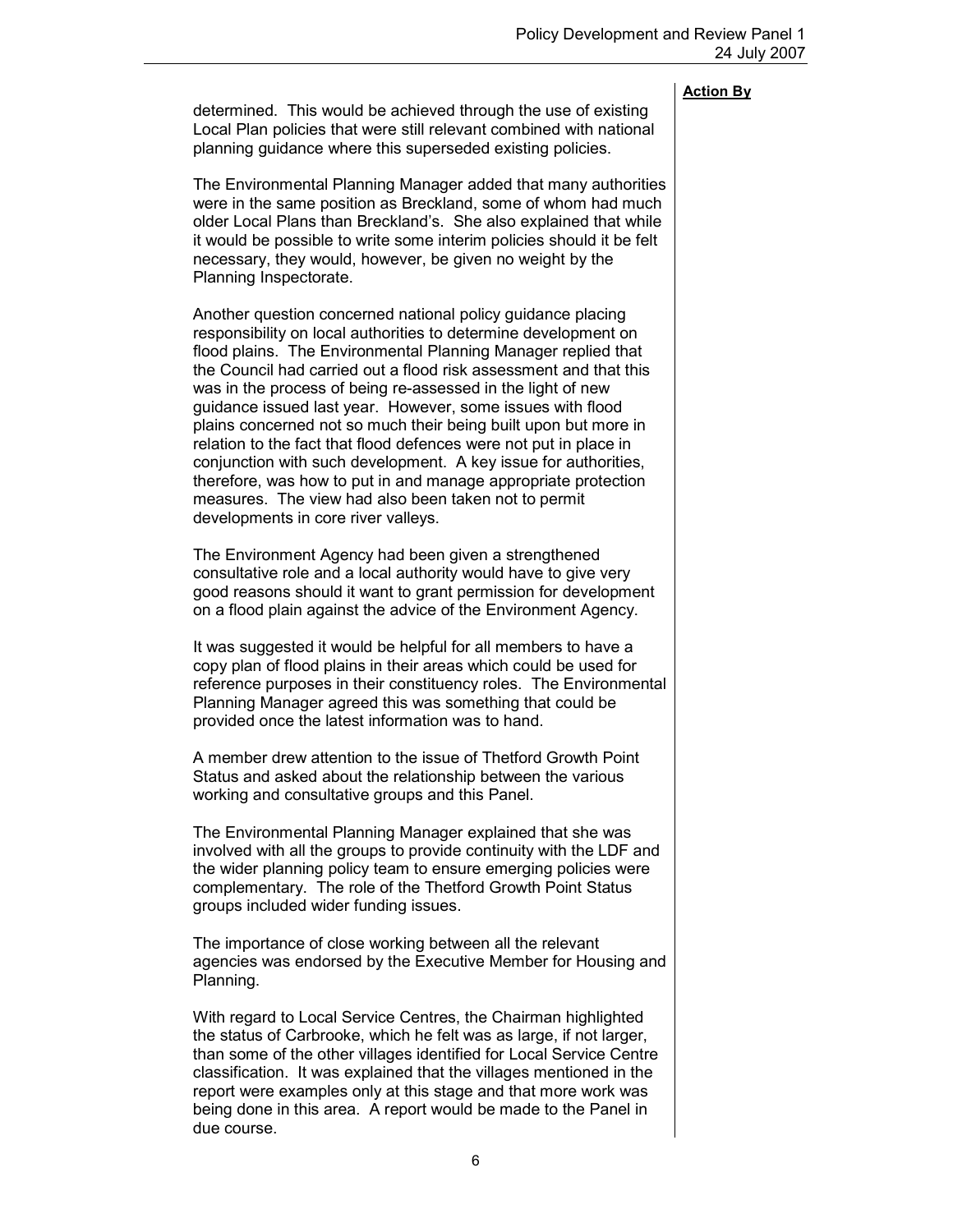**Action By**

determined. This would be achieved through the use of existing Local Plan policies that were still relevant combined with national planning guidance where this superseded existing policies.

The Environmental Planning Manager added that many authorities were in the same position as Breckland, some of whom had much older Local Plans than Breckland's. She also explained that while it would be possible to write some interim policies should it be felt necessary, they would, however, be given no weight by the Planning Inspectorate.

Another question concerned national policy guidance placing responsibility on local authorities to determine development on flood plains. The Environmental Planning Manager replied that the Council had carried out a flood risk assessment and that this was in the process of being re-assessed in the light of new guidance issued last year. However, some issues with flood plains concerned not so much their being built upon but more in relation to the fact that flood defences were not put in place in conjunction with such development. A key issue for authorities, therefore, was how to put in and manage appropriate protection measures. The view had also been taken not to permit developments in core river valleys.

The Environment Agency had been given a strengthened consultative role and a local authority would have to give very good reasons should it want to grant permission for development on a flood plain against the advice of the Environment Agency.

It was suggested it would be helpful for all members to have a copy plan of flood plains in their areas which could be used for reference purposes in their constituency roles. The Environmental Planning Manager agreed this was something that could be provided once the latest information was to hand.

A member drew attention to the issue of Thetford Growth Point Status and asked about the relationship between the various working and consultative groups and this Panel.

The Environmental Planning Manager explained that she was involved with all the groups to provide continuity with the LDF and the wider planning policy team to ensure emerging policies were complementary. The role of the Thetford Growth Point Status groups included wider funding issues.

The importance of close working between all the relevant agencies was endorsed by the Executive Member for Housing and Planning.

With regard to Local Service Centres, the Chairman highlighted the status of Carbrooke, which he felt was as large, if not larger, than some of the other villages identified for Local Service Centre classification. It was explained that the villages mentioned in the report were examples only at this stage and that more work was being done in this area. A report would be made to the Panel in due course.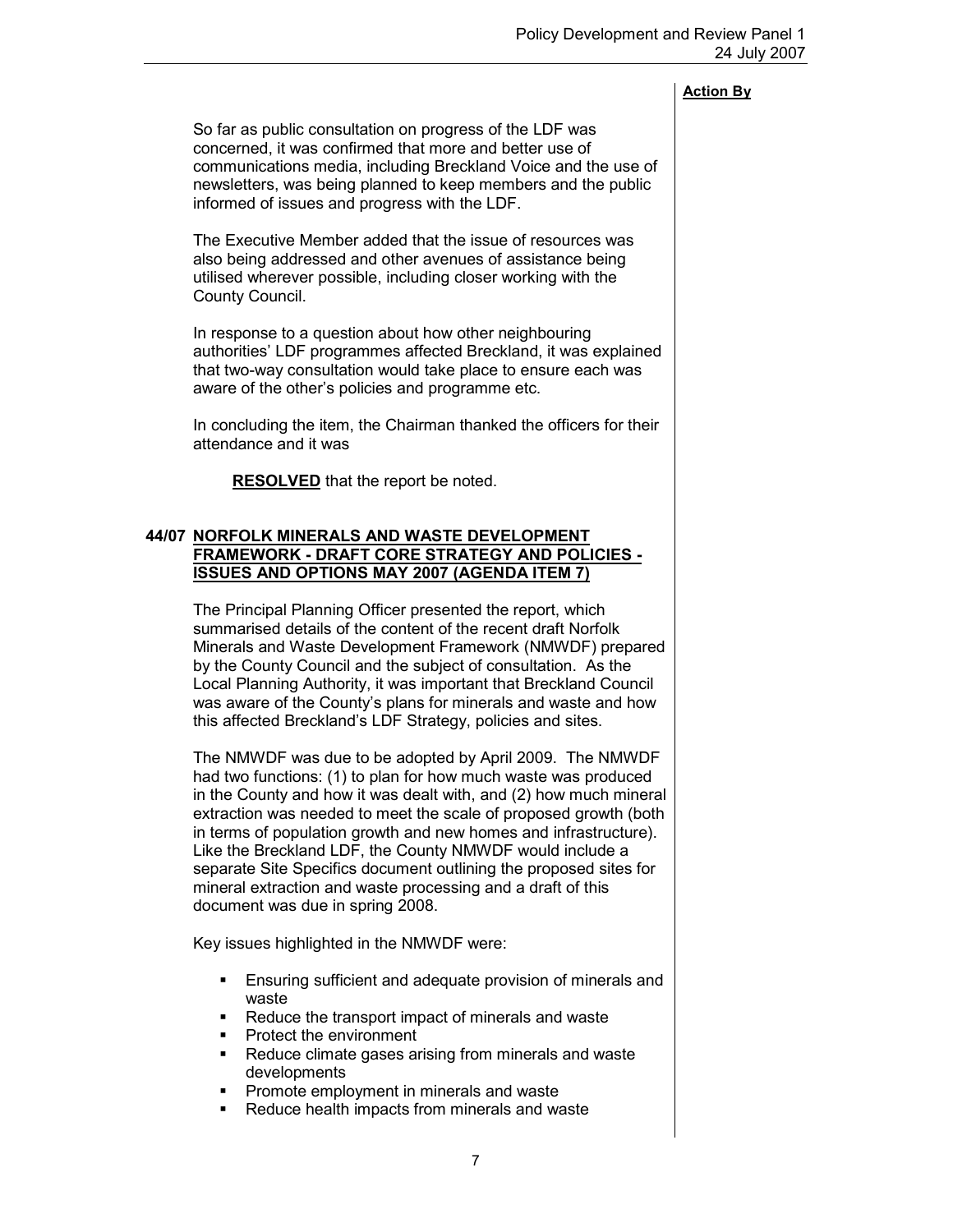**Action By**

So far as public consultation on progress of the LDF was concerned, it was confirmed that more and better use of communications media, including Breckland Voice and the use of newsletters, was being planned to keep members and the public informed of issues and progress with the LDF.

The Executive Member added that the issue of resources was also being addressed and other avenues of assistance being utilised wherever possible, including closer working with the County Council.

In response to a question about how other neighbouring authorities' LDF programmes affected Breckland, it was explained that two-way consultation would take place to ensure each was aware of the other's policies and programme etc.

In concluding the item, the Chairman thanked the officers for their attendance and it was

**RESOLVED** that the report be noted.

### 44/07 NORFOLK MINERALS AND WASTE DEVELOPMENT FRAMEWORK - DRAFT CORE STRATEGY AND POLICIES - ISSUES AND OPTIONS MAY 2007 (AGENDA ITEM 7)

The Principal Planning Officer presented the report, which summarised details of the content of the recent draft Norfolk Minerals and Waste Development Framework (NMWDF) prepared by the County Council and the subject of consultation. As the Local Planning Authority, it was important that Breckland Council was aware of the County's plans for minerals and waste and how this affected Breckland's LDF Strategy, policies and sites.

The NMWDF was due to be adopted by April 2009. The NMWDF had two functions: (1) to plan for how much waste was produced in the County and how it was dealt with, and (2) how much mineral extraction was needed to meet the scale of proposed growth (both in terms of population growth and new homes and infrastructure). Like the Breckland LDF, the County NMWDF would include a separate Site Specifics document outlining the proposed sites for mineral extraction and waste processing and a draft of this document was due in spring 2008.

Key issues highlighted in the NMWDF were:

- Ensuring sufficient and adequate provision of minerals and waste
- Reduce the transport impact of minerals and waste
- Protect the environment
- Reduce climate gases arising from minerals and waste developments
- Promote employment in minerals and waste
- Reduce health impacts from minerals and waste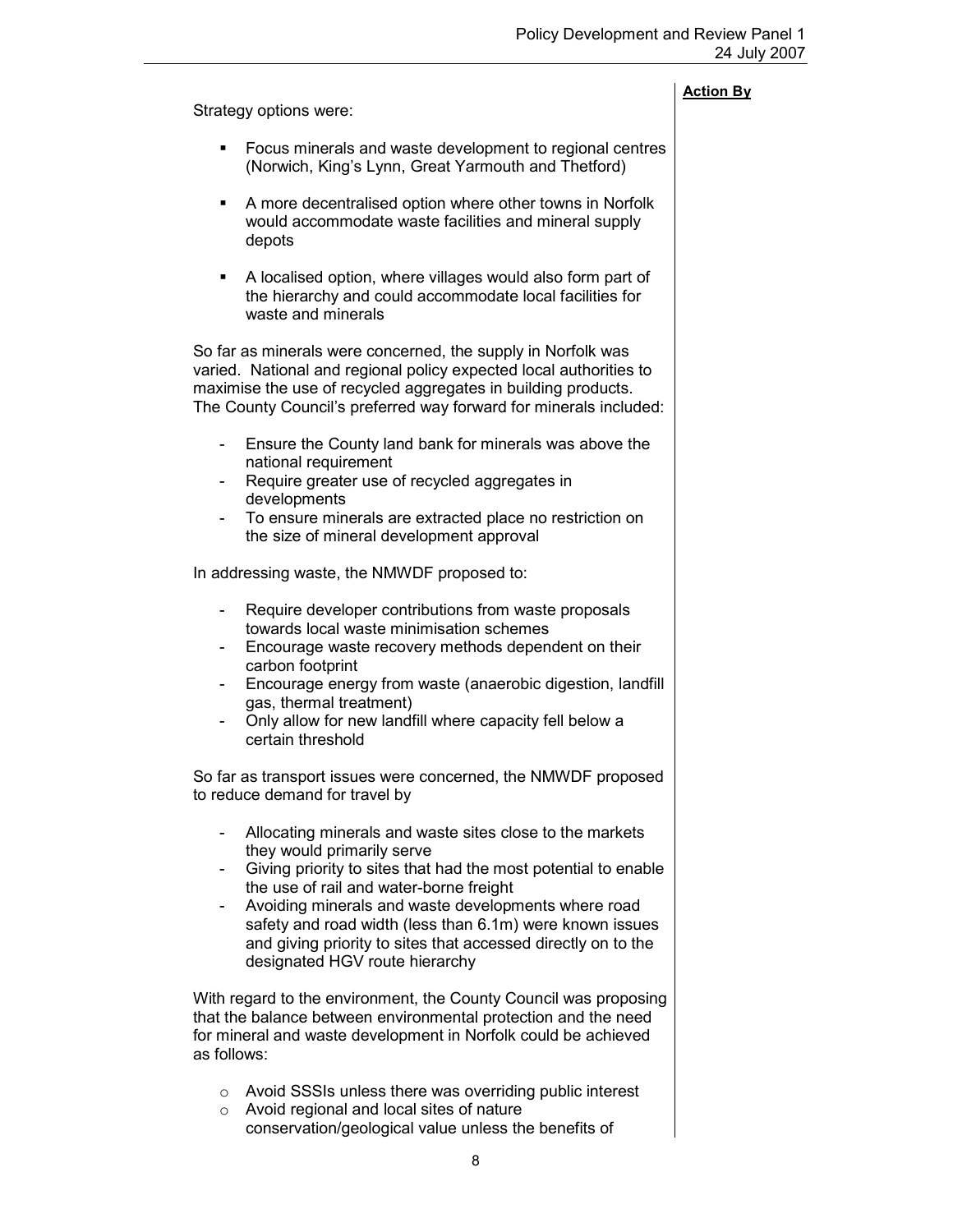**Action By**

Strategy options were:

- Focus minerals and waste development to regional centres (Norwich, King's Lynn, Great Yarmouth and Thetford)
- A more decentralised option where other towns in Norfolk would accommodate waste facilities and mineral supply depots
- A localised option, where villages would also form part of the hierarchy and could accommodate local facilities for waste and minerals

So far as minerals were concerned, the supply in Norfolk was varied. National and regional policy expected local authorities to maximise the use of recycled aggregates in building products. The County Council's preferred way forward for minerals included:

- Ensure the County land bank for minerals was above the national requirement
- Require greater use of recycled aggregates in developments
- To ensure minerals are extracted place no restriction on the size of mineral development approval

In addressing waste, the NMWDF proposed to:

- Require developer contributions from waste proposals towards local waste minimisation schemes
- Encourage waste recovery methods dependent on their carbon footprint
- Encourage energy from waste (anaerobic digestion, landfill gas, thermal treatment)
- Only allow for new landfill where capacity fell below a certain threshold

So far as transport issues were concerned, the NMWDF proposed to reduce demand for travel by

- Allocating minerals and waste sites close to the markets they would primarily serve
- Giving priority to sites that had the most potential to enable the use of rail and water-borne freight
- Avoiding minerals and waste developments where road safety and road width (less than 6.1m) were known issues and giving priority to sites that accessed directly on to the designated HGV route hierarchy

With regard to the environment, the County Council was proposing that the balance between environmental protection and the need for mineral and waste development in Norfolk could be achieved as follows:

- Avoid SSSIs unless there was overriding public interest
- Avoid regional and local sites of nature conservation/geological value unless the benefits of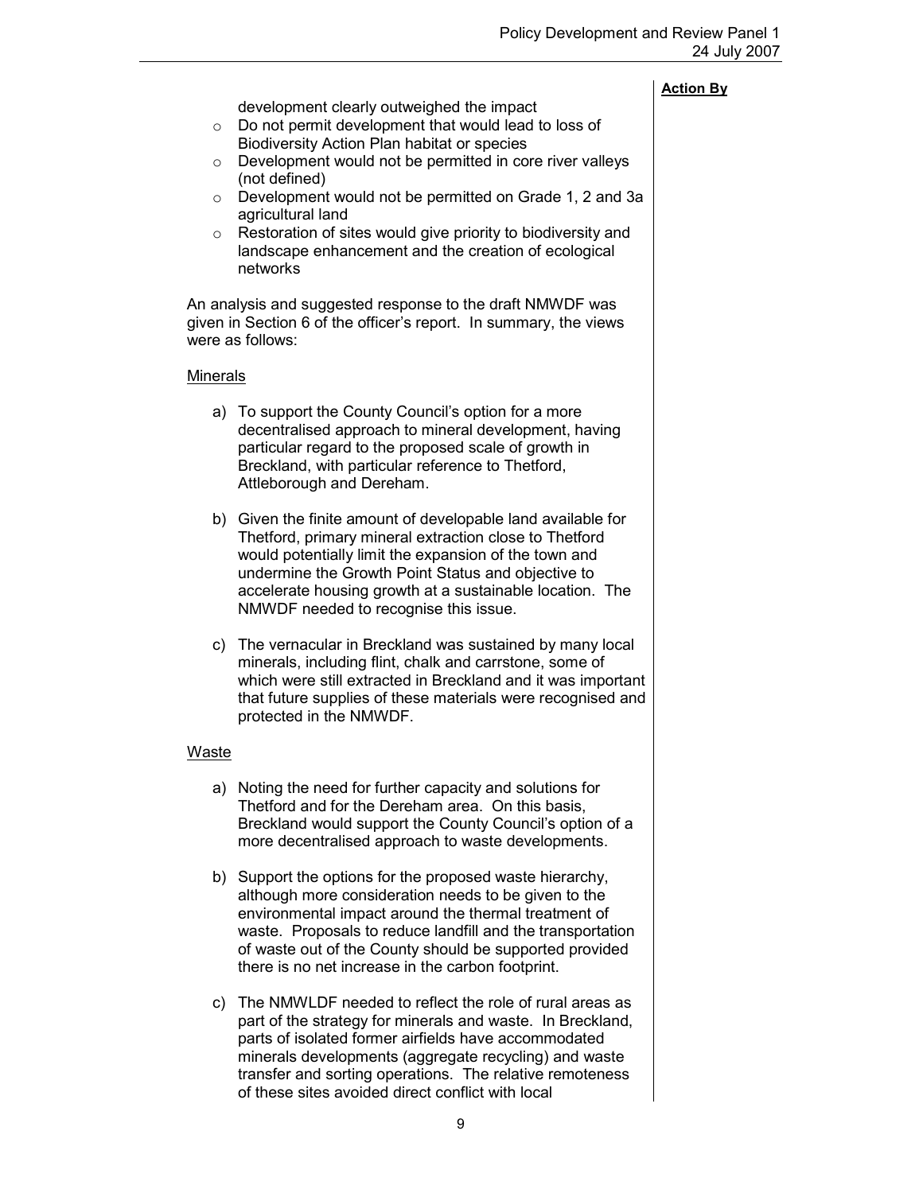**Action By**

development clearly outweighed the impact

- Do not permit development that would lead to loss of Biodiversity Action Plan habitat or species
- Development would not be permitted in core river valleys (not defined)
- Development would not be permitted on Grade 1, 2 and 3a agricultural land
- Restoration of sites would give priority to biodiversity and landscape enhancement and the creation of ecological networks

An analysis and suggested response to the draft NMWDF was given in Section 6 of the officer's report. In summary, the views were as follows:

<u>Minerals</u>

a) To support the County Council's option for a more decentralised approach to mineral development, having particular regard to the proposed scale of growth in Breckland, with particular reference to Thetford, Attleborough and Dereham.

b) Given the finite amount of developable land available for Thetford, primary mineral extraction close to Thetford would potentially limit the expansion of the town and undermine the Growth Point Status and objective to accelerate housing growth at a sustainable location. The NMWDF needed to recognise this issue.

c) The vernacular in Breckland was sustained by many local minerals, including flint, chalk and carrstone, some of which were still extracted in Breckland and it was important that future supplies of these materials were recognised and protected in the NMWDF.

<u>Waste</u>

a) Noting the need for further capacity and solutions for Thetford and for the Dereham area. On this basis, Breckland would support the County Council's option of a more decentralised approach to waste developments.

b) Support the options for the proposed waste hierarchy, although more consideration needs to be given to the environmental impact around the thermal treatment of waste. Proposals to reduce landfill and the transportation of waste out of the County should be supported provided there is no net increase in the carbon footprint.

c) The NMWLDF needed to reflect the role of rural areas as part of the strategy for minerals and waste. In Breckland, parts of isolated former airfields have accommodated minerals developments (aggregate recycling) and waste transfer and sorting operations. The relative remoteness of these sites avoided direct conflict with local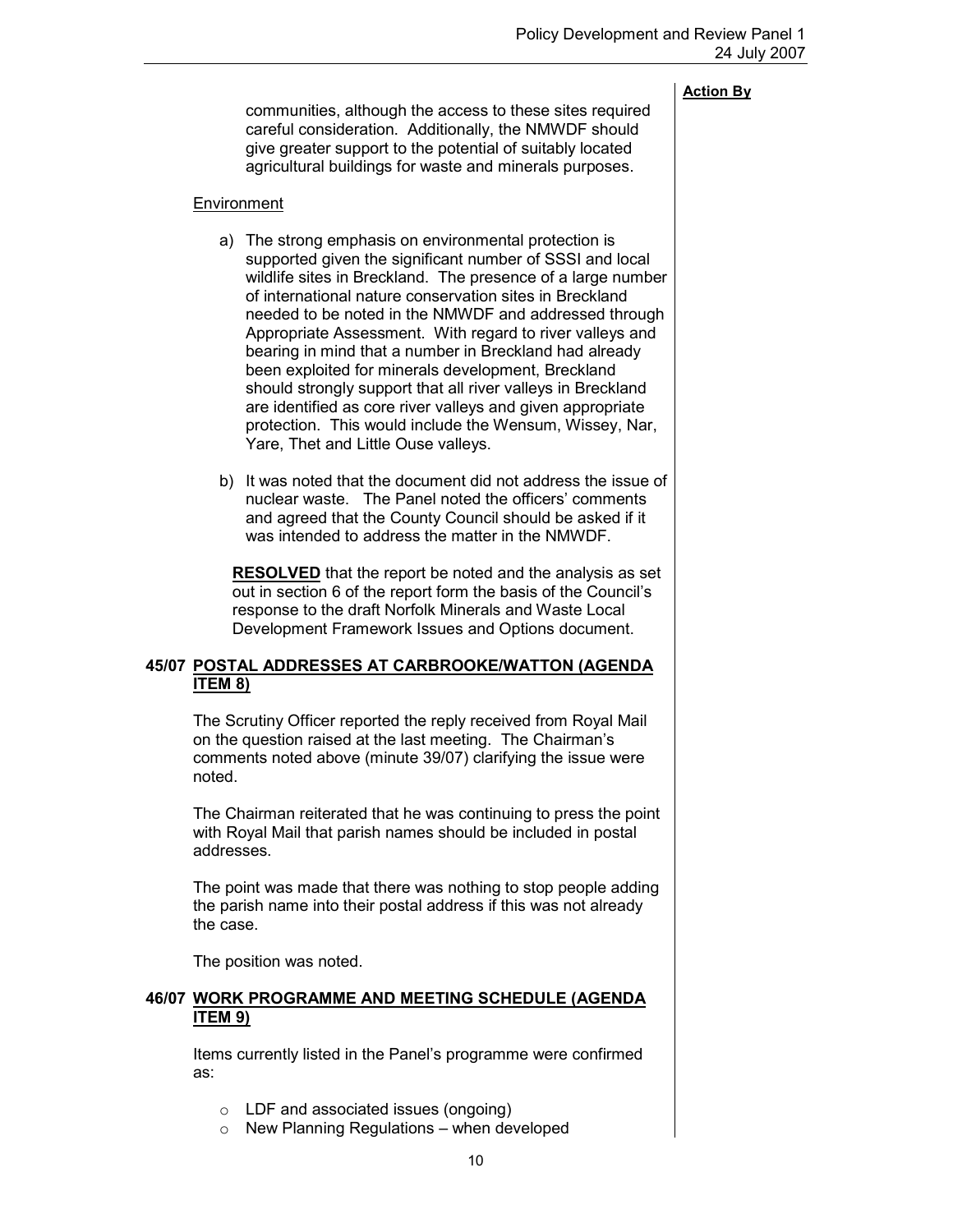**Action By**

communities, although the access to these sites required careful consideration. Additionally, the NMWDF should give greater support to the potential of suitably located agricultural buildings for waste and minerals purposes.

Environment

a) The strong emphasis on environmental protection is supported given the significant number of SSSI and local wildlife sites in Breckland. The presence of a large number of international nature conservation sites in Breckland needed to be noted in the NMWDF and addressed through Appropriate Assessment. With regard to river valleys and bearing in mind that a number in Breckland had already been exploited for minerals development, Breckland should strongly support that all river valleys in Breckland are identified as core river valleys and given appropriate protection. This would include the Wensum, Wissey, Nar, Yare, Thet and Little Ouse valleys.

b) It was noted that the document did not address the issue of nuclear waste. The Panel noted the officers' comments and agreed that the County Council should be asked if it was intended to address the matter in the NMWDF.

**RESOLVED** that the report be noted and the analysis as set out in section 6 of the report form the basis of the Council's response to the draft Norfolk Minerals and Waste Local Development Framework Issues and Options document.

## 45/07 POSTAL ADDRESSES AT CARBROOKE/WATTON (AGENDA ITEM 8)

The Scrutiny Officer reported the reply received from Royal Mail on the question raised at the last meeting. The Chairman's comments noted above (minute 39/07) clarifying the issue were noted.

The Chairman reiterated that he was continuing to press the point with Royal Mail that parish names should be included in postal addresses.

The point was made that there was nothing to stop people adding the parish name into their postal address if this was not already the case.

The position was noted.

## 46/07 WORK PROGRAMME AND MEETING SCHEDULE (AGENDA ITEM 9)

Items currently listed in the Panel's programme were confirmed as:

- LDF and associated issues (ongoing)
- New Planning Regulations – when developed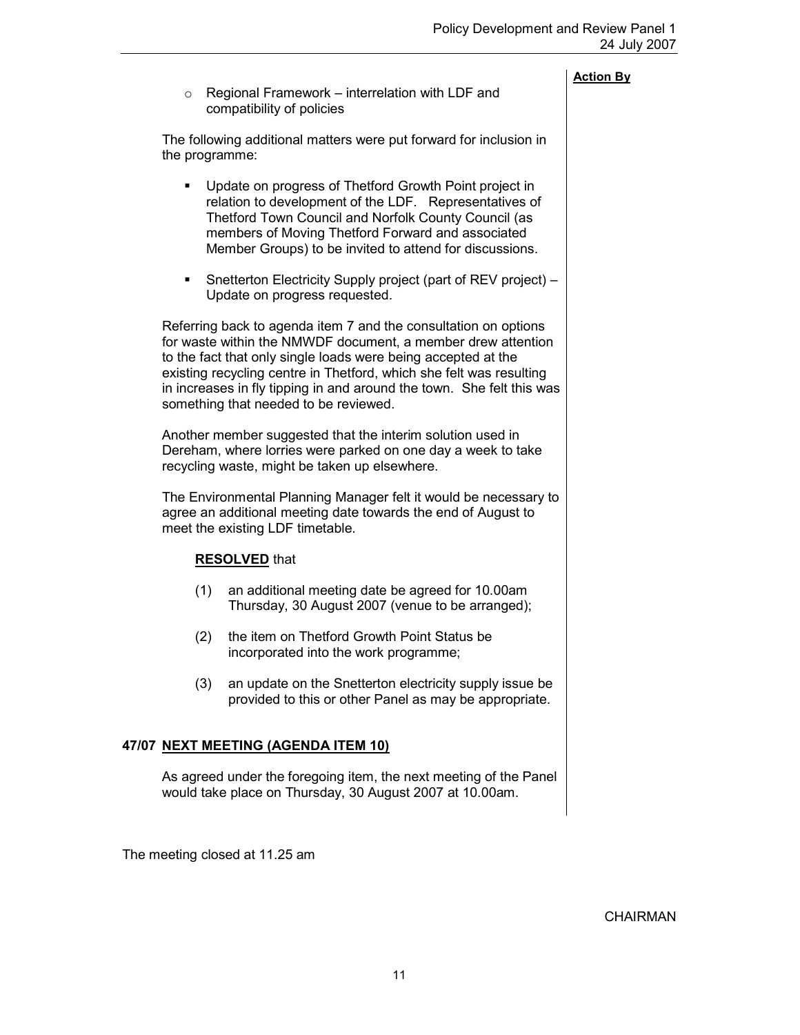**Action By**

- Regional Framework – interrelation with LDF and compatibility of policies

The following additional matters were put forward for inclusion in the programme:

- Update on progress of Thetford Growth Point project in relation to development of the LDF. Representatives of Thetford Town Council and Norfolk County Council (as members of Moving Thetford Forward and associated Member Groups) to be invited to attend for discussions.
- Snetterton Electricity Supply project (part of REV project) – Update on progress requested.

Referring back to agenda item 7 and the consultation on options for waste within the NMWDF document, a member drew attention to the fact that only single loads were being accepted at the existing recycling centre in Thetford, which she felt was resulting in increases in fly tipping in and around the town. She felt this was something that needed to be reviewed.

Another member suggested that the interim solution used in Dereham, where lorries were parked on one day a week to take recycling waste, might be taken up elsewhere.

The Environmental Planning Manager felt it would be necessary to agree an additional meeting date towards the end of August to meet the existing LDF timetable.

**RESOLVED** that

(1) an additional meeting date be agreed for 10.00am Thursday, 30 August 2007 (venue to be arranged);

(2) the item on Thetford Growth Point Status be incorporated into the work programme;

(3) an update on the Snetterton electricity supply issue be provided to this or other Panel as may be appropriate.

## 47/07 NEXT MEETING (AGENDA ITEM 10)

As agreed under the foregoing item, the next meeting of the Panel would take place on Thursday, 30 August 2007 at 10.00am.

The meeting closed at 11.25 am

CHAIRMAN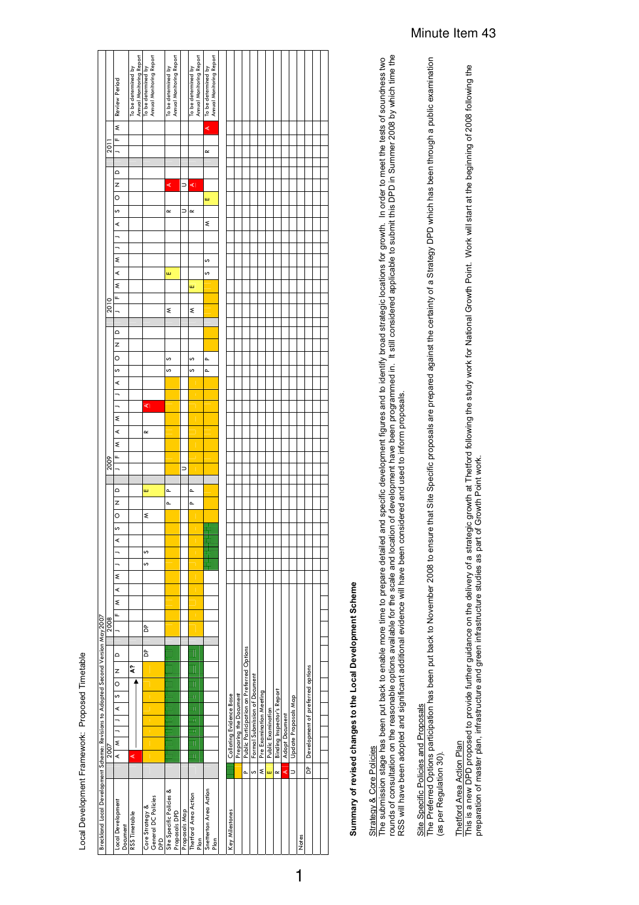# Local Development Framework: Proposed Timetable

Breckland Local Development Scheme: Revisions to Adopted Second Version May 2007

| Local Development Document | 2007 | | | | | | | | | 2008 | | | | | | | | | | | | 2009 | | | | | | | | | | | | 2010 | | | | | | | | | | | | 2011 | | | Review Period |
|---|---|---|---|---|---|---|---|---|---|---|---|---|---|---|---|---|---|---|---|---|---|---|---|---|---|---|---|---|---|---|---|---|---|---|---|---|---|---|---|---|---|---|---|---|---|---|---|---|---|
| | A | M | J | J | A | S | O | N | D | J | F | M | A | M | J | J | A | S | O | N | D | J | F | M | A | M | J | J | A | S | O | N | D | J | F | M | A | M | J | J | A | S | O | N | D | J | F | M | |
| RSS Timetable | A | | | | | | | A? | | | | | | | | | | | | | | | | | | | | | | | | | | | | | | | | | | | | | | | | | To be determined by Annual Monitoring Report |
| Core Strategy & General DC Policies DPD | | | | | | | | | DP | DP | | | | | | S | S | | M | | E | | | | R | | A | | | | | | | | | | | | | | | | | | | | | | To be determined by Annual Monitoring Report |
| Site Specific Policies & Proposals DPD | | | | | | | | | | | | | | | | | | | | P | P | | | | | | | | | S | S | | | M | | | E | | | | | R | | A | | | | | To be determined by Annual Monitoring Report |
| Proposals Map | | | | | | | | | | | | | | | | | | | | | | U | | | | | | | | | | | | | | | | | | | | U | | U | | | | | |
| Thetford Area Action Plan | | | | | | | | | | | | | | | | | | | | P | P | | | | | | | | | S | S | | | M | | E | | | | | | R | | A | | | | | To be determined by Annual Monitoring Report |
| Snetterton Area Action Plan | | | | | | | | | | | | | | | | | | | | | | | | | | | | | | P | P | | | | | | | S | S | | M | | E | | | R | | A | To be determined by Annual Monitoring Report |

| Key Milestones | |
|---|---|
| | Collating Evidence Base |
| | Preparing the Document |
| P | Public Participation on Preferred Options |
| S | Formal Submission of Document |
| M | Pre Examination Meeting |
| E | Public Examination |
| R | Binding Inspector's Report |
| A | Adopt Document |
| U | Update Proposals Map |

| Notes | |
|---|---|
| DP | Development of preferred options |

## Summary of revised changes to the Local Development Scheme

Strategy & Core Policies
The submission stage has been put back to enable more time to prepare detailed and specific development figures and to identify broad strategic locations for growth. In order to meet the tests of soundness two rounds of consultation on the reasonable options available for the scale and location of development have been programmed in. It still considered applicable to submit this DPD in Summer 2008 by which time the RSS will have been adopted and significant additional evidence will have been considered and used to inform proposals.

Site Specific Policies and Proposals
The Preferred Options participation has been put back to November 2008 to ensure that Site Specific proposals are prepared against the certainty of a Strategy DPD which has been through a public examination (as per Regulation 30).

Thetford Area Action Plan
This is a new DPD proposed to provide further guidance on the delivery of a strategic growth at Thetford following the study work for National Growth Point. Work will start at the beginning of 2008 following the preparation of master plan, infrastructure and green infrastructure studies as part of Growth Point work.